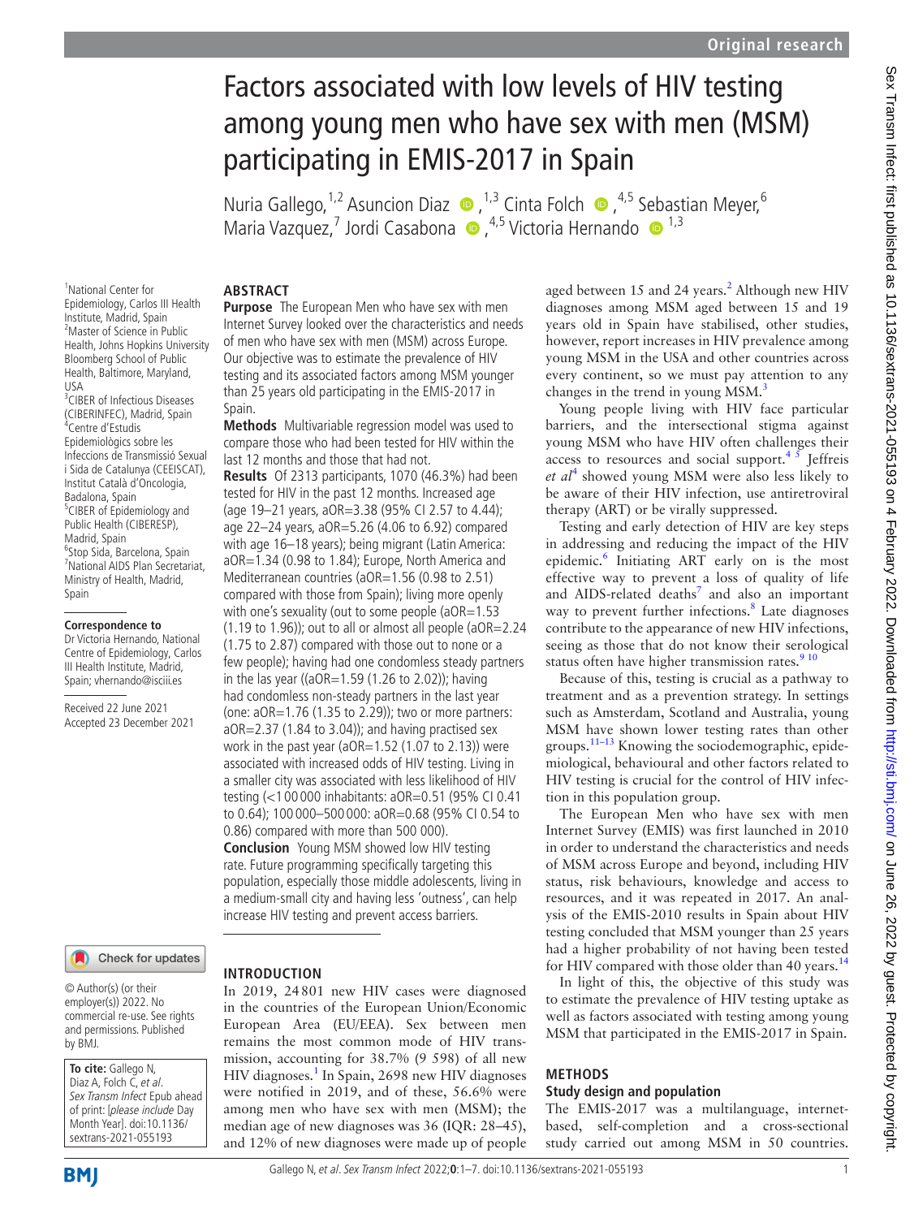Original research

# Factors associated with low levels of HIV testing among young men who have sex with men (MSM) participating in EMIS-2017 in Spain

Nuria Gallego,[1,2] Asuncion Diaz,[1,3] Cinta Folch,[4,5] Sebastian Meyer,[6] Maria Vazquez,[7] Jordi Casabona,[4,5] Victoria Hernando[1,3]

[1]National Center for Epidemiology, Carlos III Health Institute, Madrid, Spain
[2]Master of Science in Public Health, Johns Hopkins University Bloomberg School of Public Health, Baltimore, Maryland, USA
[3]CIBER of Infectious Diseases (CIBERINFEC), Madrid, Spain
[4]Centre d'Estudis Epidemiològics sobre les Infeccions de Transmissió Sexual i Sida de Catalunya (CEEISCAT), Institut Català d'Oncologia, Badalona, Spain
[5]CIBER of Epidemiology and Public Health (CIBERESP), Madrid, Spain
[6]Stop Sida, Barcelona, Spain
[7]National AIDS Plan Secretariat, Ministry of Health, Madrid, Spain

**Correspondence to**
Dr Victoria Hernando, National Centre of Epidemiology, Carlos III Health Institute, Madrid, Spain; vhernando@isciii.es

Received 22 June 2021
Accepted 23 December 2021

© Author(s) (or their employer(s)) 2022. No commercial re-use. See rights and permissions. Published by BMJ.

**To cite:** Gallego N, Diaz A, Folch C, *et al*. *Sex Transm Infect* Epub ahead of print: [*please include* Day Month Year]. doi:10.1136/sextrans-2021-055193

## ABSTRACT

**Purpose** The European Men who have sex with men Internet Survey looked over the characteristics and needs of men who have sex with men (MSM) across Europe. Our objective was to estimate the prevalence of HIV testing and its associated factors among MSM younger than 25 years old participating in the EMIS-2017 in Spain.

**Methods** Multivariable regression model was used to compare those who had been tested for HIV within the last 12 months and those that had not.

**Results** Of 2313 participants, 1070 (46.3%) had been tested for HIV in the past 12 months. Increased age (age 19–21 years, aOR=3.38 (95% CI 2.57 to 4.44); age 22–24 years, aOR=5.26 (4.06 to 6.92) compared with age 16–18 years); being migrant (Latin America: aOR=1.34 (0.98 to 1.84); Europe, North America and Mediterranean countries (aOR=1.56 (0.98 to 2.51) compared with those from Spain); living more openly with one's sexuality (out to some people (aOR=1.53 (1.19 to 1.96)); out to all or almost all people (aOR=2.24 (1.75 to 2.87) compared with those out to none or a few people); having had one condomless steady partners in the las year ((aOR=1.59 (1.26 to 2.02)); having had condomless non-steady partners in the last year (one: aOR=1.76 (1.35 to 2.29)); two or more partners: aOR=2.37 (1.84 to 3.04)); and having practised sex work in the past year (aOR=1.52 (1.07 to 2.13)) were associated with increased odds of HIV testing. Living in a smaller city was associated with less likelihood of HIV testing (<1 00 000 inhabitants: aOR=0.51 (95% CI 0.41 to 0.64); 100 000–500 000: aOR=0.68 (95% CI 0.54 to 0.86) compared with more than 500 000).

**Conclusion** Young MSM showed low HIV testing rate. Future programming specifically targeting this population, especially those middle adolescents, living in a medium-small city and having less 'outness', can help increase HIV testing and prevent access barriers.

## INTRODUCTION

In 2019, 24 801 new HIV cases were diagnosed in the countries of the European Union/Economic European Area (EU/EEA). Sex between men remains the most common mode of HIV transmission, accounting for 38.7% (9 598) of all new HIV diagnoses.[1] In Spain, 2698 new HIV diagnoses were notified in 2019, and of these, 56.6% were among men who have sex with men (MSM); the median age of new diagnoses was 36 (IQR: 28–45), and 12% of new diagnoses were made up of people aged between 15 and 24 years.[2] Although new HIV diagnoses among MSM aged between 15 and 19 years old in Spain have stabilised, other studies, however, report increases in HIV prevalence among young MSM in the USA and other countries across every continent, so we must pay attention to any changes in the trend in young MSM.[3]

Young people living with HIV face particular barriers, and the intersectional stigma against young MSM who have HIV often challenges their access to resources and social support.[4 5] Jeffreis *et al*[4] showed young MSM were also less likely to be aware of their HIV infection, use antiretroviral therapy (ART) or be virally suppressed.

Testing and early detection of HIV are key steps in addressing and reducing the impact of the HIV epidemic.[6] Initiating ART early on is the most effective way to prevent a loss of quality of life and AIDS-related deaths[7] and also an important way to prevent further infections.[8] Late diagnoses contribute to the appearance of new HIV infections, seeing as those that do not know their serological status often have higher transmission rates.[9 10]

Because of this, testing is crucial as a pathway to treatment and as a prevention strategy. In settings such as Amsterdam, Scotland and Australia, young MSM have shown lower testing rates than other groups.[11–13] Knowing the sociodemographic, epidemiological, behavioural and other factors related to HIV testing is crucial for the control of HIV infection in this population group.

The European Men who have sex with men Internet Survey (EMIS) was first launched in 2010 in order to understand the characteristics and needs of MSM across Europe and beyond, including HIV status, risk behaviours, knowledge and access to resources, and it was repeated in 2017. An analysis of the EMIS-2010 results in Spain about HIV testing concluded that MSM younger than 25 years had a higher probability of not having been tested for HIV compared with those older than 40 years.[14]

In light of this, the objective of this study was to estimate the prevalence of HIV testing uptake as well as factors associated with testing among young MSM that participated in the EMIS-2017 in Spain.

## METHODS

### Study design and population

The EMIS-2017 was a multilanguage, internet-based, self-completion and a cross-sectional study carried out among MSM in 50 countries.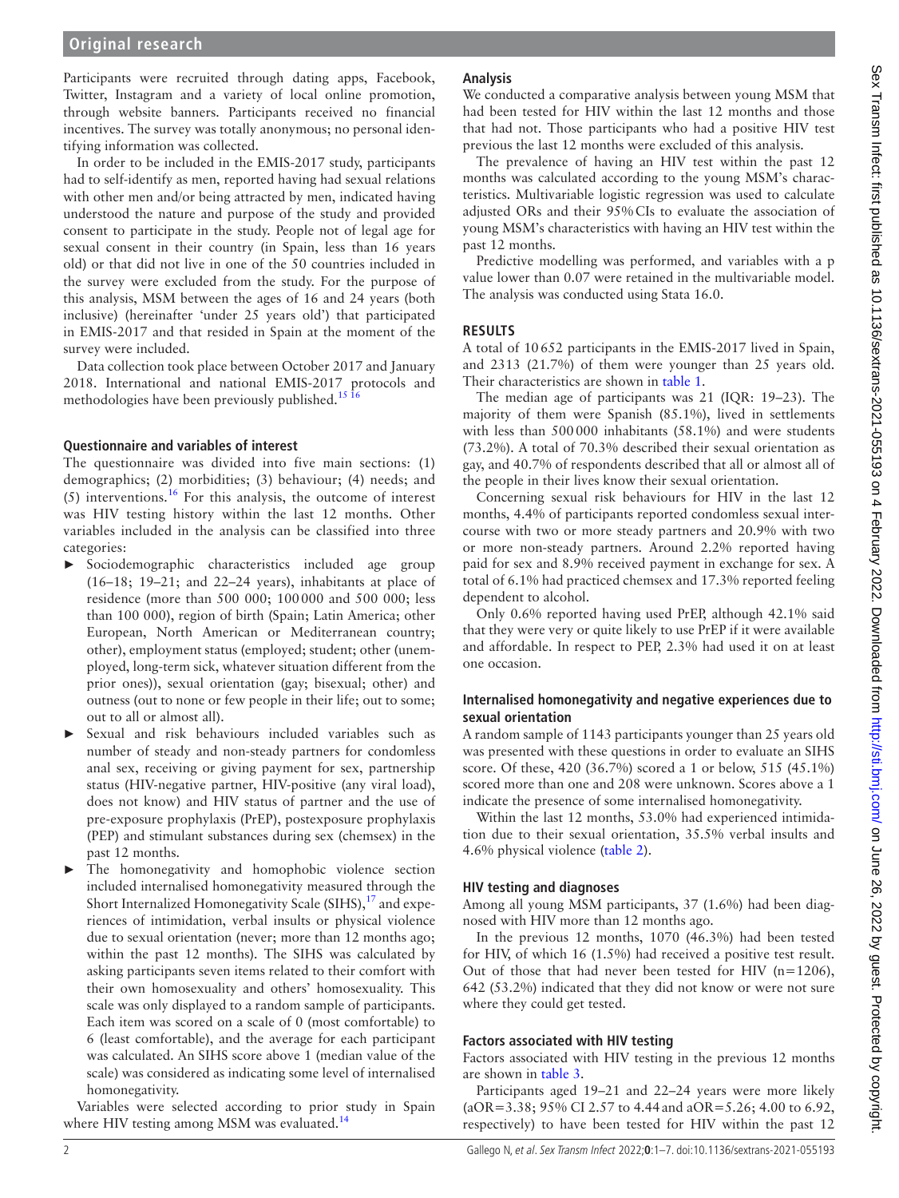Participants were recruited through dating apps, Facebook, Twitter, Instagram and a variety of local online promotion, through website banners. Participants received no financial incentives. The survey was totally anonymous; no personal identifying information was collected.

In order to be included in the EMIS-2017 study, participants had to self-identify as men, reported having had sexual relations with other men and/or being attracted by men, indicated having understood the nature and purpose of the study and provided consent to participate in the study. People not of legal age for sexual consent in their country (in Spain, less than 16 years old) or that did not live in one of the 50 countries included in the survey were excluded from the study. For the purpose of this analysis, MSM between the ages of 16 and 24 years (both inclusive) (hereinafter 'under 25 years old') that participated in EMIS-2017 and that resided in Spain at the moment of the survey were included.

Data collection took place between October 2017 and January 2018. International and national EMIS-2017 protocols and methodologies have been previously published.[15 16]

### Questionnaire and variables of interest

The questionnaire was divided into five main sections: (1) demographics; (2) morbidities; (3) behaviour; (4) needs; and (5) interventions.[16] For this analysis, the outcome of interest was HIV testing history within the last 12 months. Other variables included in the analysis can be classified into three categories:

- Sociodemographic characteristics included age group (16–18; 19–21; and 22–24 years), inhabitants at place of residence (more than 500 000; 100 000 and 500 000; less than 100 000), region of birth (Spain; Latin America; other European, North American or Mediterranean country; other), employment status (employed; student; other (unemployed, long-term sick, whatever situation different from the prior ones)), sexual orientation (gay; bisexual; other) and outness (out to none or few people in their life; out to some; out to all or almost all).
- Sexual and risk behaviours included variables such as number of steady and non-steady partners for condomless anal sex, receiving or giving payment for sex, partnership status (HIV-negative partner, HIV-positive (any viral load), does not know) and HIV status of partner and the use of pre-exposure prophylaxis (PrEP), postexposure prophylaxis (PEP) and stimulant substances during sex (chemsex) in the past 12 months.
- The homonegativity and homophobic violence section included internalised homonegativity measured through the Short Internalized Homonegativity Scale (SIHS),[17] and experiences of intimidation, verbal insults or physical violence due to sexual orientation (never; more than 12 months ago; within the past 12 months). The SIHS was calculated by asking participants seven items related to their comfort with their own homosexuality and others' homosexuality. This scale was only displayed to a random sample of participants. Each item was scored on a scale of 0 (most comfortable) to 6 (least comfortable), and the average for each participant was calculated. An SIHS score above 1 (median value of the scale) was considered as indicating some level of internalised homonegativity.

Variables were selected according to prior study in Spain where HIV testing among MSM was evaluated.[14]

### Analysis

We conducted a comparative analysis between young MSM that had been tested for HIV within the last 12 months and those that had not. Those participants who had a positive HIV test previous the last 12 months were excluded of this analysis.

The prevalence of having an HIV test within the past 12 months was calculated according to the young MSM's characteristics. Multivariable logistic regression was used to calculate adjusted ORs and their 95% CIs to evaluate the association of young MSM's characteristics with having an HIV test within the past 12 months.

Predictive modelling was performed, and variables with a p value lower than 0.07 were retained in the multivariable model. The analysis was conducted using Stata 16.0.

## RESULTS

A total of 10 652 participants in the EMIS-2017 lived in Spain, and 2313 (21.7%) of them were younger than 25 years old. Their characteristics are shown in table 1.

The median age of participants was 21 (IQR: 19–23). The majority of them were Spanish (85.1%), lived in settlements with less than 500 000 inhabitants (58.1%) and were students (73.2%). A total of 70.3% described their sexual orientation as gay, and 40.7% of respondents described that all or almost all of the people in their lives know their sexual orientation.

Concerning sexual risk behaviours for HIV in the last 12 months, 4.4% of participants reported condomless sexual intercourse with two or more steady partners and 20.9% with two or more non-steady partners. Around 2.2% reported having paid for sex and 8.9% received payment in exchange for sex. A total of 6.1% had practiced chemsex and 17.3% reported feeling dependent to alcohol.

Only 0.6% reported having used PrEP, although 42.1% said that they were very or quite likely to use PrEP if it were available and affordable. In respect to PEP, 2.3% had used it on at least one occasion.

### Internalised homonegativity and negative experiences due to sexual orientation

A random sample of 1143 participants younger than 25 years old was presented with these questions in order to evaluate an SIHS score. Of these, 420 (36.7%) scored a 1 or below, 515 (45.1%) scored more than one and 208 were unknown. Scores above a 1 indicate the presence of some internalised homonegativity.

Within the last 12 months, 53.0% had experienced intimidation due to their sexual orientation, 35.5% verbal insults and 4.6% physical violence (table 2).

### HIV testing and diagnoses

Among all young MSM participants, 37 (1.6%) had been diagnosed with HIV more than 12 months ago.

In the previous 12 months, 1070 (46.3%) had been tested for HIV, of which 16 (1.5%) had received a positive test result. Out of those that had never been tested for HIV (n=1206), 642 (53.2%) indicated that they did not know or were not sure where they could get tested.

### Factors associated with HIV testing

Factors associated with HIV testing in the previous 12 months are shown in table 3.

Participants aged 19–21 and 22–24 years were more likely (aOR=3.38; 95% CI 2.57 to 4.44 and aOR=5.26; 4.00 to 6.92, respectively) to have been tested for HIV within the past 12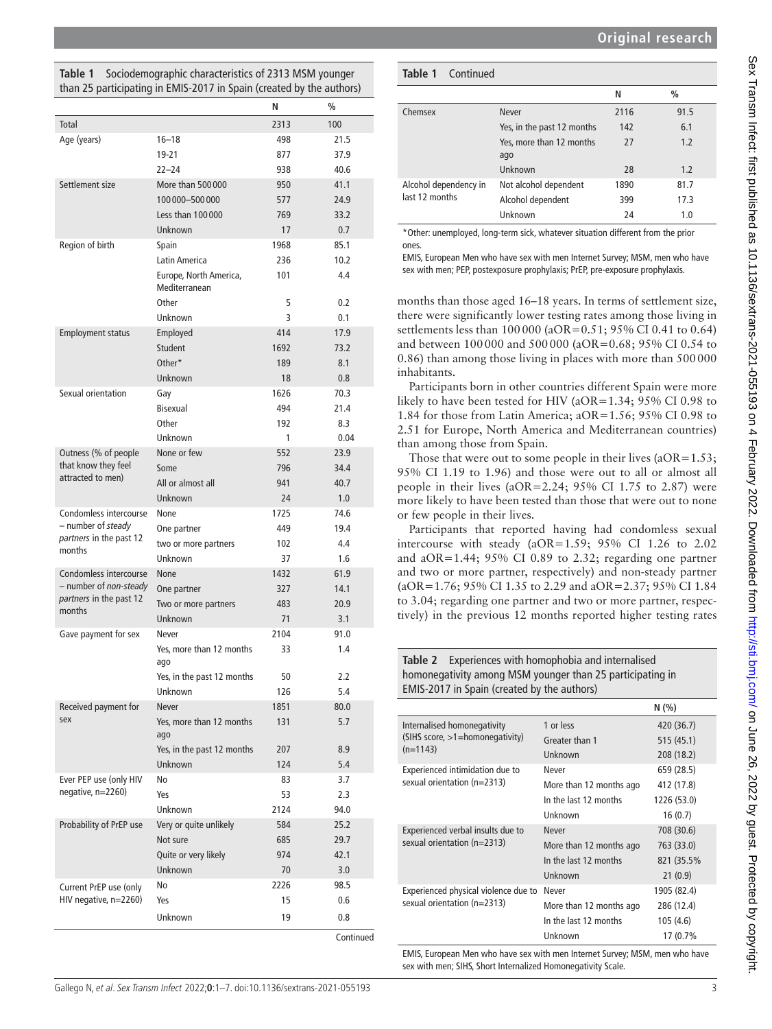**Table 1** Sociodemographic characteristics of 2313 MSM younger than 25 participating in EMIS-2017 in Spain (created by the authors)

| | | N | % |
|---|---|---|---|
| Total | | 2313 | 100 |
| Age (years) | 16–18 | 498 | 21.5 |
| | 19-21 | 877 | 37.9 |
| | 22–24 | 938 | 40.6 |
| Settlement size | More than 500 000 | 950 | 41.1 |
| | 100 000–500 000 | 577 | 24.9 |
| | Less than 100 000 | 769 | 33.2 |
| | Unknown | 17 | 0.7 |
| Region of birth | Spain | 1968 | 85.1 |
| | Latin America | 236 | 10.2 |
| | Europe, North America, Mediterranean | 101 | 4.4 |
| | Other | 5 | 0.2 |
| | Unknown | 3 | 0.1 |
| Employment status | Employed | 414 | 17.9 |
| | Student | 1692 | 73.2 |
| | Other* | 189 | 8.1 |
| | Unknown | 18 | 0.8 |
| Sexual orientation | Gay | 1626 | 70.3 |
| | Bisexual | 494 | 21.4 |
| | Other | 192 | 8.3 |
| | Unknown | 1 | 0.04 |
| Outness (% of people that know they feel attracted to men) | None or few | 552 | 23.9 |
| | Some | 796 | 34.4 |
| | All or almost all | 941 | 40.7 |
| | Unknown | 24 | 1.0 |
| Condomless intercourse – number of *steady partners* in the past 12 months | None | 1725 | 74.6 |
| | One partner | 449 | 19.4 |
| | two or more partners | 102 | 4.4 |
| | Unknown | 37 | 1.6 |
| Condomless intercourse – number of *non-steady partners* in the past 12 months | None | 1432 | 61.9 |
| | One partner | 327 | 14.1 |
| | Two or more partners | 483 | 20.9 |
| | Unknown | 71 | 3.1 |
| Gave payment for sex | Never | 2104 | 91.0 |
| | Yes, more than 12 months ago | 33 | 1.4 |
| | Yes, in the past 12 months | 50 | 2.2 |
| | Unknown | 126 | 5.4 |
| Received payment for sex | Never | 1851 | 80.0 |
| | Yes, more than 12 months ago | 131 | 5.7 |
| | Yes, in the past 12 months | 207 | 8.9 |
| | Unknown | 124 | 5.4 |
| Ever PEP use (only HIV negative, n=2260) | No | 83 | 3.7 |
| | Yes | 53 | 2.3 |
| | Unknown | 2124 | 94.0 |
| Probability of PrEP use | Very or quite unlikely | 584 | 25.2 |
| | Not sure | 685 | 29.7 |
| | Quite or very likely | 974 | 42.1 |
| | Unknown | 70 | 3.0 |
| Current PrEP use (only HIV negative, n=2260) | No | 2226 | 98.5 |
| | Yes | 15 | 0.6 |
| | Unknown | 19 | 0.8 |
| Chemsex | Never | 2116 | 91.5 |
| | Yes, in the past 12 months | 142 | 6.1 |
| | Yes, more than 12 months ago | 27 | 1.2 |
| | Unknown | 28 | 1.2 |
| Alcohol dependency in last 12 months | Not alcohol dependent | 1890 | 81.7 |
| | Alcohol dependent | 399 | 17.3 |
| | Unknown | 24 | 1.0 |

*Other: unemployed, long-term sick, whatever situation different from the prior ones.

EMIS, European Men who have sex with men Internet Survey; MSM, men who have sex with men; PEP, postexposure prophylaxis; PrEP, pre-exposure prophylaxis.

months than those aged 16–18 years. In terms of settlement size, there were significantly lower testing rates among those living in settlements less than 100 000 (aOR=0.51; 95% CI 0.41 to 0.64) and between 100 000 and 500 000 (aOR=0.68; 95% CI 0.54 to 0.86) than among those living in places with more than 500 000 inhabitants.

Participants born in other countries different Spain were more likely to have been tested for HIV (aOR=1.34; 95% CI 0.98 to 1.84 for those from Latin America; aOR=1.56; 95% CI 0.98 to 2.51 for Europe, North America and Mediterranean countries) than among those from Spain.

Those that were out to some people in their lives (aOR=1.53; 95% CI 1.19 to 1.96) and those were out to all or almost all people in their lives (aOR=2.24; 95% CI 1.75 to 2.87) were more likely to have been tested than those that were out to none or few people in their lives.

Participants that reported having had condomless sexual intercourse with steady (aOR=1.59; 95% CI 1.26 to 2.02 and aOR=1.44; 95% CI 0.89 to 2.32; regarding one partner and two or more partner, respectively) and non-steady partner (aOR=1.76; 95% CI 1.35 to 2.29 and aOR=2.37; 95% CI 1.84 to 3.04; regarding one partner and two or more partner, respectively) in the previous 12 months reported higher testing rates

**Table 2** Experiences with homophobia and internalised homonegativity among MSM younger than 25 participating in EMIS-2017 in Spain (created by the authors)

| | | N (%) |
|---|---|---|
| Internalised homonegativity (SIHS score, >1=homonegativity) (n=1143) | 1 or less | 420 (36.7) |
| | Greater than 1 | 515 (45.1) |
| | Unknown | 208 (18.2) |
| Experienced intimidation due to sexual orientation (n=2313) | Never | 659 (28.5) |
| | More than 12 months ago | 412 (17.8) |
| | In the last 12 months | 1226 (53.0) |
| | Unknown | 16 (0.7) |
| Experienced verbal insults due to sexual orientation (n=2313) | Never | 708 (30.6) |
| | More than 12 months ago | 763 (33.0) |
| | In the last 12 months | 821 (35.5% |
| | Unknown | 21 (0.9) |
| Experienced physical violence due to sexual orientation (n=2313) | Never | 1905 (82.4) |
| | More than 12 months ago | 286 (12.4) |
| | In the last 12 months | 105 (4.6) |
| | Unknown | 17 (0.7% |

EMIS, European Men who have sex with men Internet Survey; MSM, men who have sex with men; SIHS, Short Internalized Homonegativity Scale.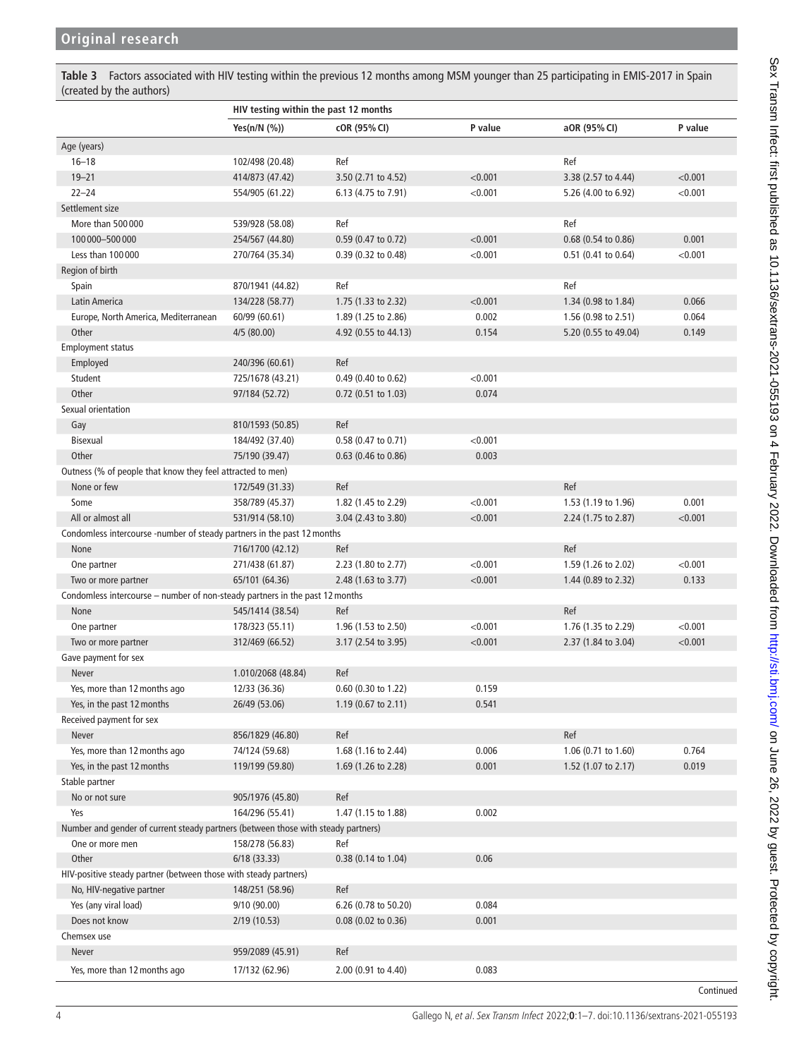**Table 3** Factors associated with HIV testing within the previous 12 months among MSM younger than 25 participating in EMIS-2017 in Spain (created by the authors)

| | HIV testing within the past 12 months | | | | |
|---|---|---|---|---|---|
| | Yes(n/N (%)) | cOR (95% CI) | P value | aOR (95% CI) | P value |
| **Age (years)** | | | | | |
| 16–18 | 102/498 (20.48) | Ref | | Ref | |
| 19–21 | 414/873 (47.42) | 3.50 (2.71 to 4.52) | <0.001 | 3.38 (2.57 to 4.44) | <0.001 |
| 22–24 | 554/905 (61.22) | 6.13 (4.75 to 7.91) | <0.001 | 5.26 (4.00 to 6.92) | <0.001 |
| **Settlement size** | | | | | |
| More than 500 000 | 539/928 (58.08) | Ref | | Ref | |
| 100 000–500 000 | 254/567 (44.80) | 0.59 (0.47 to 0.72) | <0.001 | 0.68 (0.54 to 0.86) | 0.001 |
| Less than 100 000 | 270/764 (35.34) | 0.39 (0.32 to 0.48) | <0.001 | 0.51 (0.41 to 0.64) | <0.001 |
| **Region of birth** | | | | | |
| Spain | 870/1941 (44.82) | Ref | | Ref | |
| Latin America | 134/228 (58.77) | 1.75 (1.33 to 2.32) | <0.001 | 1.34 (0.98 to 1.84) | 0.066 |
| Europe, North America, Mediterranean | 60/99 (60.61) | 1.89 (1.25 to 2.86) | 0.002 | 1.56 (0.98 to 2.51) | 0.064 |
| Other | 4/5 (80.00) | 4.92 (0.55 to 44.13) | 0.154 | 5.20 (0.55 to 49.04) | 0.149 |
| **Employment status** | | | | | |
| Employed | 240/396 (60.61) | Ref | | | |
| Student | 725/1678 (43.21) | 0.49 (0.40 to 0.62) | <0.001 | | |
| Other | 97/184 (52.72) | 0.72 (0.51 to 1.03) | 0.074 | | |
| **Sexual orientation** | | | | | |
| Gay | 810/1593 (50.85) | Ref | | | |
| Bisexual | 184/492 (37.40) | 0.58 (0.47 to 0.71) | <0.001 | | |
| Other | 75/190 (39.47) | 0.63 (0.46 to 0.86) | 0.003 | | |
| **Outness (% of people that know they feel attracted to men)** | | | | | |
| None or few | 172/549 (31.33) | Ref | | Ref | |
| Some | 358/789 (45.37) | 1.82 (1.45 to 2.29) | <0.001 | 1.53 (1.19 to 1.96) | 0.001 |
| All or almost all | 531/914 (58.10) | 3.04 (2.43 to 3.80) | <0.001 | 2.24 (1.75 to 2.87) | <0.001 |
| **Condomless intercourse -number of steady partners in the past 12 months** | | | | | |
| None | 716/1700 (42.12) | Ref | | Ref | |
| One partner | 271/438 (61.87) | 2.23 (1.80 to 2.77) | <0.001 | 1.59 (1.26 to 2.02) | <0.001 |
| Two or more partner | 65/101 (64.36) | 2.48 (1.63 to 3.77) | <0.001 | 1.44 (0.89 to 2.32) | 0.133 |
| **Condomless intercourse – number of non-steady partners in the past 12 months** | | | | | |
| None | 545/1414 (38.54) | Ref | | Ref | |
| One partner | 178/323 (55.11) | 1.96 (1.53 to 2.50) | <0.001 | 1.76 (1.35 to 2.29) | <0.001 |
| Two or more partner | 312/469 (66.52) | 3.17 (2.54 to 3.95) | <0.001 | 2.37 (1.84 to 3.04) | <0.001 |
| **Gave payment for sex** | | | | | |
| Never | 1.010/2068 (48.84) | Ref | | | |
| Yes, more than 12 months ago | 12/33 (36.36) | 0.60 (0.30 to 1.22) | 0.159 | | |
| Yes, in the past 12 months | 26/49 (53.06) | 1.19 (0.67 to 2.11) | 0.541 | | |
| **Received payment for sex** | | | | | |
| Never | 856/1829 (46.80) | Ref | | Ref | |
| Yes, more than 12 months ago | 74/124 (59.68) | 1.68 (1.16 to 2.44) | 0.006 | 1.06 (0.71 to 1.60) | 0.764 |
| Yes, in the past 12 months | 119/199 (59.80) | 1.69 (1.26 to 2.28) | 0.001 | 1.52 (1.07 to 2.17) | 0.019 |
| **Stable partner** | | | | | |
| No or not sure | 905/1976 (45.80) | Ref | | | |
| Yes | 164/296 (55.41) | 1.47 (1.15 to 1.88) | 0.002 | | |
| **Number and gender of current steady partners (between those with steady partners)** | | | | | |
| One or more men | 158/278 (56.83) | Ref | | | |
| Other | 6/18 (33.33) | 0.38 (0.14 to 1.04) | 0.06 | | |
| **HIV-positive steady partner (between those with steady partners)** | | | | | |
| No, HIV-negative partner | 148/251 (58.96) | Ref | | | |
| Yes (any viral load) | 9/10 (90.00) | 6.26 (0.78 to 50.20) | 0.084 | | |
| Does not know | 2/19 (10.53) | 0.08 (0.02 to 0.36) | 0.001 | | |
| **Chemsex use** | | | | | |
| Never | 959/2089 (45.91) | Ref | | | |
| Yes, more than 12 months ago | 17/132 (62.96) | 2.00 (0.91 to 4.40) | 0.083 | | |

Continued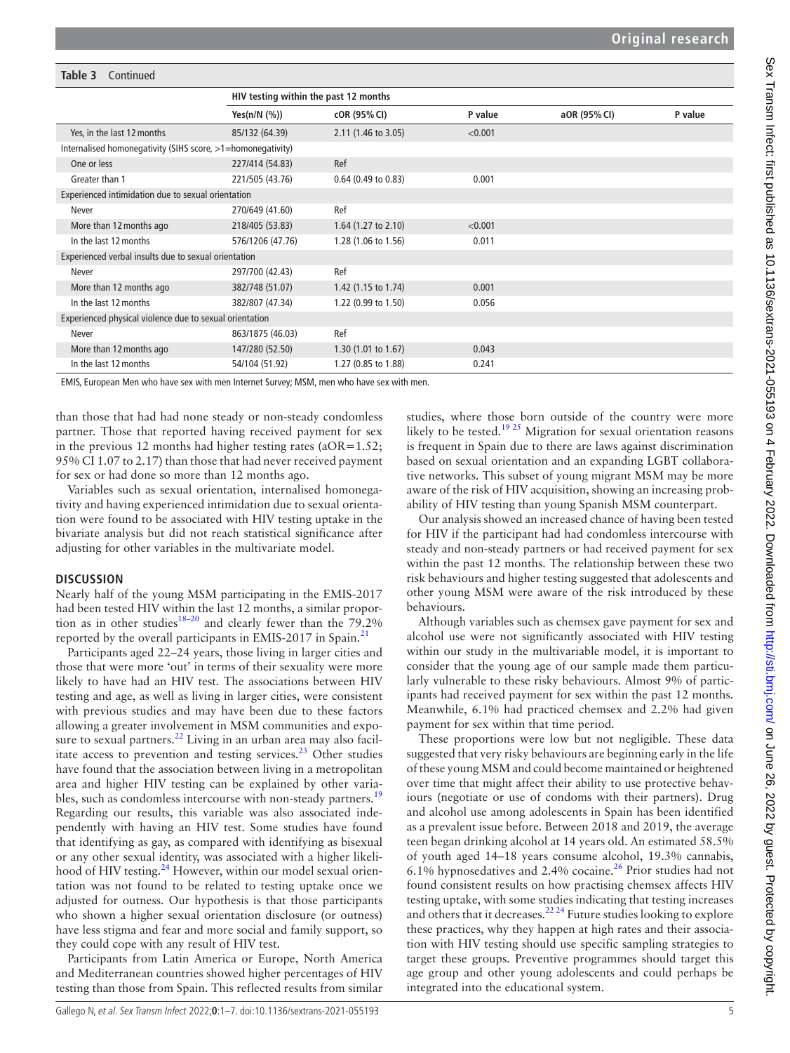**Table 3** Continued

| | HIV testing within the past 12 months | | | | |
|---|---|---|---|---|---|
| | Yes(n/N (%)) | cOR (95% CI) | P value | aOR (95% CI) | P value |
| Yes, in the last 12 months | 85/132 (64.39) | 2.11 (1.46 to 3.05) | <0.001 | | |
| Internalised homonegativity (SIHS score, >1=homonegativity) | | | | | |
| One or less | 227/414 (54.83) | Ref | | | |
| Greater than 1 | 221/505 (43.76) | 0.64 (0.49 to 0.83) | 0.001 | | |
| Experienced intimidation due to sexual orientation | | | | | |
| Never | 270/649 (41.60) | Ref | | | |
| More than 12 months ago | 218/405 (53.83) | 1.64 (1.27 to 2.10) | <0.001 | | |
| In the last 12 months | 576/1206 (47.76) | 1.28 (1.06 to 1.56) | 0.011 | | |
| Experienced verbal insults due to sexual orientation | | | | | |
| Never | 297/700 (42.43) | Ref | | | |
| More than 12 months ago | 382/748 (51.07) | 1.42 (1.15 to 1.74) | 0.001 | | |
| In the last 12 months | 382/807 (47.34) | 1.22 (0.99 to 1.50) | 0.056 | | |
| Experienced physical violence due to sexual orientation | | | | | |
| Never | 863/1875 (46.03) | Ref | | | |
| More than 12 months ago | 147/280 (52.50) | 1.30 (1.01 to 1.67) | 0.043 | | |
| In the last 12 months | 54/104 (51.92) | 1.27 (0.85 to 1.88) | 0.241 | | |

EMIS, European Men who have sex with men Internet Survey; MSM, men who have sex with men.

than those that had had none steady or non-steady condomless partner. Those that reported having received payment for sex in the previous 12 months had higher testing rates (aOR=1.52; 95% CI 1.07 to 2.17) than those that had never received payment for sex or had done so more than 12 months ago.

Variables such as sexual orientation, internalised homonegativity and having experienced intimidation due to sexual orientation were found to be associated with HIV testing uptake in the bivariate analysis but did not reach statistical significance after adjusting for other variables in the multivariate model.

## DISCUSSION

Nearly half of the young MSM participating in the EMIS-2017 had been tested HIV within the last 12 months, a similar proportion as in other studies[18–20] and clearly fewer than the 79.2% reported by the overall participants in EMIS-2017 in Spain.[21]

Participants aged 22–24 years, those living in larger cities and those that were more 'out' in terms of their sexuality were more likely to have had an HIV test. The associations between HIV testing and age, as well as living in larger cities, were consistent with previous studies and may have been due to these factors allowing a greater involvement in MSM communities and exposure to sexual partners.[22] Living in an urban area may also facilitate access to prevention and testing services.[23] Other studies have found that the association between living in a metropolitan area and higher HIV testing can be explained by other variables, such as condomless intercourse with non-steady partners.[19] Regarding our results, this variable was also associated independently with having an HIV test. Some studies have found that identifying as gay, as compared with identifying as bisexual or any other sexual identity, was associated with a higher likelihood of HIV testing.[24] However, within our model sexual orientation was not found to be related to testing uptake once we adjusted for outness. Our hypothesis is that those participants who shown a higher sexual orientation disclosure (or outness) have less stigma and fear and more social and family support, so they could cope with any result of HIV test.

Participants from Latin America or Europe, North America and Mediterranean countries showed higher percentages of HIV testing than those from Spain. This reflected results from similar studies, where those born outside of the country were more likely to be tested.[19,25] Migration for sexual orientation reasons is frequent in Spain due to there are laws against discrimination based on sexual orientation and an expanding LGBT collaborative networks. This subset of young migrant MSM may be more aware of the risk of HIV acquisition, showing an increasing probability of HIV testing than young Spanish MSM counterpart.

Our analysis showed an increased chance of having been tested for HIV if the participant had had condomless intercourse with steady and non-steady partners or had received payment for sex within the past 12 months. The relationship between these two risk behaviours and higher testing suggested that adolescents and other young MSM were aware of the risk introduced by these behaviours.

Although variables such as chemsex gave payment for sex and alcohol use were not significantly associated with HIV testing within our study in the multivariable model, it is important to consider that the young age of our sample made them particularly vulnerable to these risky behaviours. Almost 9% of participants had received payment for sex within the past 12 months. Meanwhile, 6.1% had practiced chemsex and 2.2% had given payment for sex within that time period.

These proportions were low but not negligible. These data suggested that very risky behaviours are beginning early in the life of these young MSM and could become maintained or heightened over time that might affect their ability to use protective behaviours (negotiate or use of condoms with their partners). Drug and alcohol use among adolescents in Spain has been identified as a prevalent issue before. Between 2018 and 2019, the average teen began drinking alcohol at 14 years old. An estimated 58.5% of youth aged 14–18 years consume alcohol, 19.3% cannabis, 6.1% hypnosedatives and 2.4% cocaine.[26] Prior studies had not found consistent results on how practising chemsex affects HIV testing uptake, with some studies indicating that testing increases and others that it decreases.[22,24] Future studies looking to explore these practices, why they happen at high rates and their association with HIV testing should use specific sampling strategies to target these groups. Preventive programmes should target this age group and other young adolescents and could perhaps be integrated into the educational system.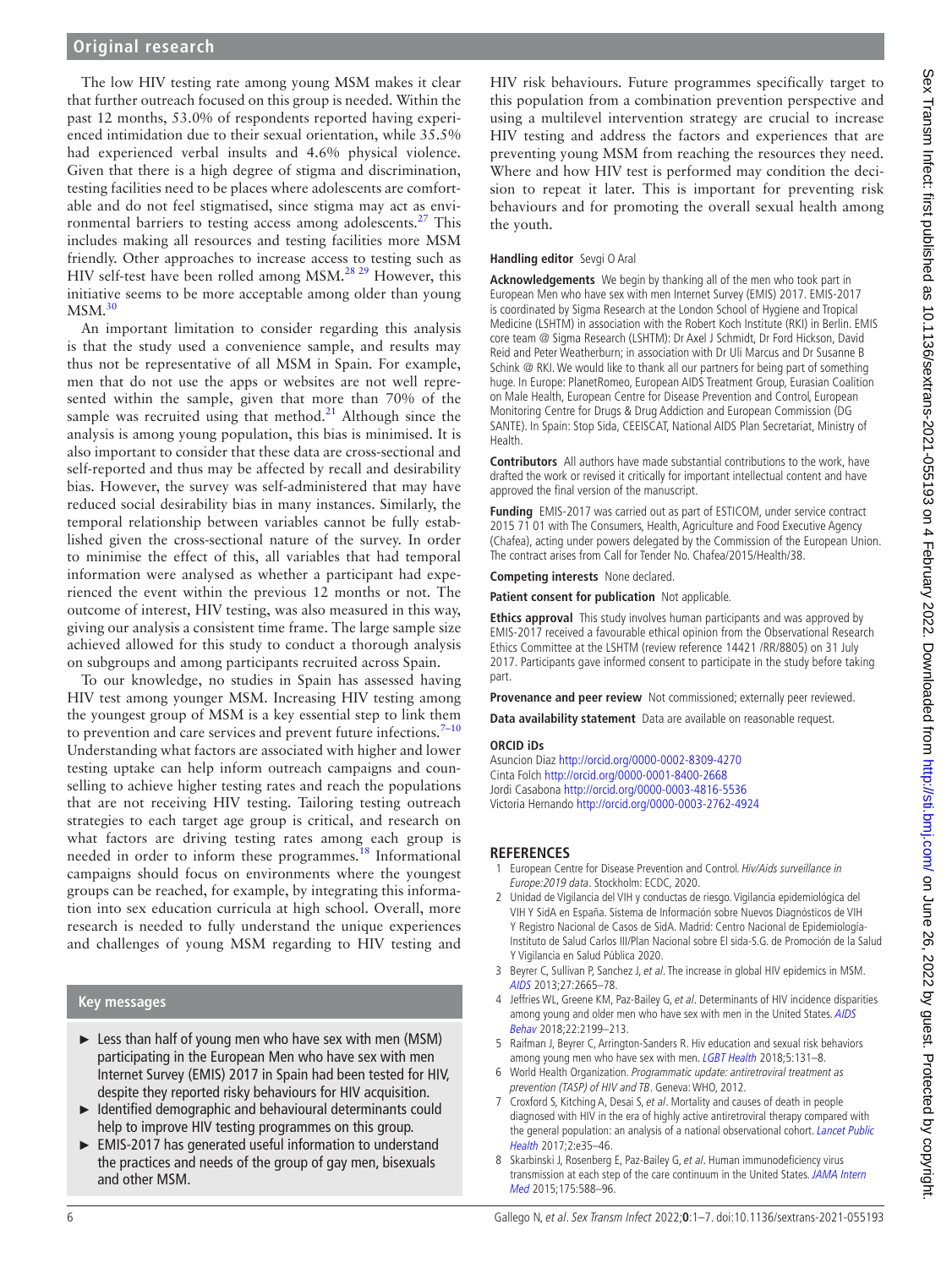The low HIV testing rate among young MSM makes it clear that further outreach focused on this group is needed. Within the past 12 months, 53.0% of respondents reported having experienced intimidation due to their sexual orientation, while 35.5% had experienced verbal insults and 4.6% physical violence. Given that there is a high degree of stigma and discrimination, testing facilities need to be places where adolescents are comfortable and do not feel stigmatised, since stigma may act as environmental barriers to testing access among adolescents.[27] This includes making all resources and testing facilities more MSM friendly. Other approaches to increase access to testing such as HIV self-test have been rolled among MSM.[28 29] However, this initiative seems to be more acceptable among older than young MSM.[30]

An important limitation to consider regarding this analysis is that the study used a convenience sample, and results may thus not be representative of all MSM in Spain. For example, men that do not use the apps or websites are not well represented within the sample, given that more than 70% of the sample was recruited using that method.[21] Although since the analysis is among young population, this bias is minimised. It is also important to consider that these data are cross-sectional and self-reported and thus may be affected by recall and desirability bias. However, the survey was self-administered that may have reduced social desirability bias in many instances. Similarly, the temporal relationship between variables cannot be fully established given the cross-sectional nature of the survey. In order to minimise the effect of this, all variables that had temporal information were analysed as whether a participant had experienced the event within the previous 12 months or not. The outcome of interest, HIV testing, was also measured in this way, giving our analysis a consistent time frame. The large sample size achieved allowed for this study to conduct a thorough analysis on subgroups and among participants recruited across Spain.

To our knowledge, no studies in Spain has assessed having HIV test among younger MSM. Increasing HIV testing among the youngest group of MSM is a key essential step to link them to prevention and care services and prevent future infections.[7–10] Understanding what factors are associated with higher and lower testing uptake can help inform outreach campaigns and counselling to achieve higher testing rates and reach the populations that are not receiving HIV testing. Tailoring testing outreach strategies to each target age group is critical, and research on what factors are driving testing rates among each group is needed in order to inform these programmes.[18] Informational campaigns should focus on environments where the youngest groups can be reached, for example, by integrating this information into sex education curricula at high school. Overall, more research is needed to fully understand the unique experiences and challenges of young MSM regarding to HIV testing and HIV risk behaviours. Future programmes specifically target to this population from a combination prevention perspective and using a multilevel intervention strategy are crucial to increase HIV testing and address the factors and experiences that are preventing young MSM from reaching the resources they need. Where and how HIV test is performed may condition the decision to repeat it later. This is important for preventing risk behaviours and for promoting the overall sexual health among the youth.

### Key messages

- Less than half of young men who have sex with men (MSM) participating in the European Men who have sex with men Internet Survey (EMIS) 2017 in Spain had been tested for HIV, despite they reported risky behaviours for HIV acquisition.
- Identified demographic and behavioural determinants could help to improve HIV testing programmes on this group.
- EMIS-2017 has generated useful information to understand the practices and needs of the group of gay men, bisexuals and other MSM.

**Handling editor** Sevgi O Aral

**Acknowledgements** We begin by thanking all of the men who took part in European Men who have sex with men Internet Survey (EMIS) 2017. EMIS-2017 is coordinated by Sigma Research at the London School of Hygiene and Tropical Medicine (LSHTM) in association with the Robert Koch Institute (RKI) in Berlin. EMIS core team @ Sigma Research (LSHTM): Dr Axel J Schmidt, Dr Ford Hickson, David Reid and Peter Weatherburn; in association with Dr Uli Marcus and Dr Susanne B Schink @ RKI. We would like to thank all our partners for being part of something huge. In Europe: PlanetRomeo, European AIDS Treatment Group, Eurasian Coalition on Male Health, European Centre for Disease Prevention and Control, European Monitoring Centre for Drugs & Drug Addiction and European Commission (DG SANTE). In Spain: Stop Sida, CEEISCAT, National AIDS Plan Secretariat, Ministry of Health.

**Contributors** All authors have made substantial contributions to the work, have drafted the work or revised it critically for important intellectual content and have approved the final version of the manuscript.

**Funding** EMIS-2017 was carried out as part of ESTICOM, under service contract 2015 71 01 with The Consumers, Health, Agriculture and Food Executive Agency (Chafea), acting under powers delegated by the Commission of the European Union. The contract arises from Call for Tender No. Chafea/2015/Health/38.

**Competing interests** None declared.

**Patient consent for publication** Not applicable.

**Ethics approval** This study involves human participants and was approved by EMIS-2017 received a favourable ethical opinion from the Observational Research Ethics Committee at the LSHTM (review reference 14421 /RR/8805) on 31 July 2017. Participants gave informed consent to participate in the study before taking part.

**Provenance and peer review** Not commissioned; externally peer reviewed.

**Data availability statement** Data are available on reasonable request.

**ORCID iDs**

Asuncion Diaz http://orcid.org/0000-0002-8309-4270
Cinta Folch http://orcid.org/0000-0001-8400-2668
Jordi Casabona http://orcid.org/0000-0003-4816-5536
Victoria Hernando http://orcid.org/0000-0003-2762-4924

## REFERENCES

1. European Centre for Disease Prevention and Control. *Hiv/Aids surveillance in Europe:2019 data*. Stockholm: ECDC, 2020.
2. Unidad de Vigilancia del VIH y conductas de riesgo. Vigilancia epidemiológica del VIH Y SidA en España. Sistema de Información sobre Nuevos Diagnósticos de VIH Y Registro Nacional de Casos de SidA. Madrid: Centro Nacional de Epidemiología-Instituto de Salud Carlos III/Plan Nacional sobre El sida-S.G. de Promoción de la Salud Y Vigilancia en Salud Pública 2020.
3. Beyrer C, Sullivan P, Sanchez J, *et al*. The increase in global HIV epidemics in MSM. *AIDS* 2013;27:2665–78.
4. Jeffries WL, Greene KM, Paz-Bailey G, *et al*. Determinants of HIV incidence disparities among young and older men who have sex with men in the United States. *AIDS Behav* 2018;22:2199–213.
5. Raifman J, Beyrer C, Arrington-Sanders R. Hiv education and sexual risk behaviors among young men who have sex with men. *LGBT Health* 2018;5:131–8.
6. World Health Organization. *Programmatic update: antiretroviral treatment as prevention (TASP) of HIV and TB*. Geneva: WHO, 2012.
7. Croxford S, Kitching A, Desai S, *et al*. Mortality and causes of death in people diagnosed with HIV in the era of highly active antiretroviral therapy compared with the general population: an analysis of a national observational cohort. *Lancet Public Health* 2017;2:e35–46.
8. Skarbinski J, Rosenberg E, Paz-Bailey G, *et al*. Human immunodeficiency virus transmission at each step of the care continuum in the United States. *JAMA Intern Med* 2015;175:588–96.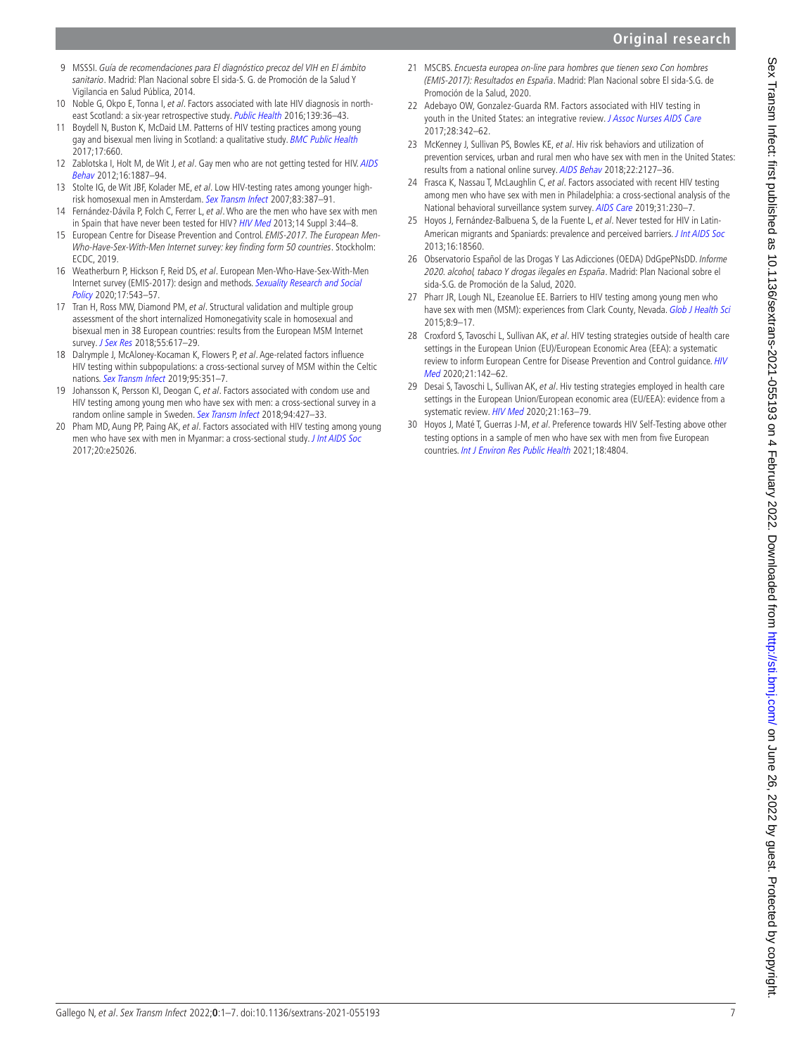9 MSSSI. *Guía de recomendaciones para El diagnóstico precoz del VIH en El ámbito sanitario*. Madrid: Plan Nacional sobre El sida-S. G. de Promoción de la Salud Y Vigilancia en Salud Pública, 2014.
10 Noble G, Okpo E, Tonna I, *et al*. Factors associated with late HIV diagnosis in north-east Scotland: a six-year retrospective study. *Public Health* 2016;139:36–43.
11 Boydell N, Buston K, McDaid LM. Patterns of HIV testing practices among young gay and bisexual men living in Scotland: a qualitative study. *BMC Public Health* 2017;17:660.
12 Zablotska I, Holt M, de Wit J, *et al*. Gay men who are not getting tested for HIV. *AIDS Behav* 2012;16:1887–94.
13 Stolte IG, de Wit JBF, Kolader ME, *et al*. Low HIV-testing rates among younger high-risk homosexual men in Amsterdam. *Sex Transm Infect* 2007;83:387–91.
14 Fernández-Dávila P, Folch C, Ferrer L, *et al*. Who are the men who have sex with men in Spain that have never been tested for HIV? *HIV Med* 2013;14 Suppl 3:44–8.
15 European Centre for Disease Prevention and Control. *EMIS-2017. The European Men-Who-Have-Sex-With-Men Internet survey: key finding form 50 countries*. Stockholm: ECDC, 2019.
16 Weatherburn P, Hickson F, Reid DS, *et al*. European Men-Who-Have-Sex-With-Men Internet survey (EMIS-2017): design and methods. *Sexuality Research and Social Policy* 2020;17:543–57.
17 Tran H, Ross MW, Diamond PM, *et al*. Structural validation and multiple group assessment of the short internalized Homonegativity scale in homosexual and bisexual men in 38 European countries: results from the European MSM Internet survey. *J Sex Res* 2018;55:617–29.
18 Dalrymple J, McAloney-Kocaman K, Flowers P, *et al*. Age-related factors influence HIV testing within subpopulations: a cross-sectional survey of MSM within the Celtic nations. *Sex Transm Infect* 2019;95:351–7.
19 Johansson K, Persson KI, Deogan C, *et al*. Factors associated with condom use and HIV testing among young men who have sex with men: a cross-sectional survey in a random online sample in Sweden. *Sex Transm Infect* 2018;94:427–33.
20 Pham MD, Aung PP, Paing AK, *et al*. Factors associated with HIV testing among young men who have sex with men in Myanmar: a cross-sectional study. *J Int AIDS Soc* 2017;20:e25026.
21 MSCBS. *Encuesta europea on-line para hombres que tienen sexo Con hombres (EMIS-2017): Resultados en España*. Madrid: Plan Nacional sobre El sida-S.G. de Promoción de la Salud, 2020.
22 Adebayo OW, Gonzalez-Guarda RM. Factors associated with HIV testing in youth in the United States: an integrative review. *J Assoc Nurses AIDS Care* 2017;28:342–62.
23 McKenney J, Sullivan PS, Bowles KE, *et al*. Hiv risk behaviors and utilization of prevention services, urban and rural men who have sex with men in the United States: results from a national online survey. *AIDS Behav* 2018;22:2127–36.
24 Frasca K, Nassau T, McLaughlin C, *et al*. Factors associated with recent HIV testing among men who have sex with men in Philadelphia: a cross-sectional analysis of the National behavioral surveillance system survey. *AIDS Care* 2019;31:230–7.
25 Hoyos J, Fernández-Balbuena S, de la Fuente L, *et al*. Never tested for HIV in Latin-American migrants and Spaniards: prevalence and perceived barriers. *J Int AIDS Soc* 2013;16:18560.
26 Observatorio Español de las Drogas Y Las Adicciones (OEDA) DdGpePNsDD. *Informe 2020. alcohol, tabaco Y drogas ilegales en España*. Madrid: Plan Nacional sobre el sida-S.G. de Promoción de la Salud, 2020.
27 Pharr JR, Lough NL, Ezeanolue EE. Barriers to HIV testing among young men who have sex with men (MSM): experiences from Clark County, Nevada. *Glob J Health Sci* 2015;8:9–17.
28 Croxford S, Tavoschi L, Sullivan AK, *et al*. HIV testing strategies outside of health care settings in the European Union (EU)/European Economic Area (EEA): a systematic review to inform European Centre for Disease Prevention and Control guidance. *HIV Med* 2020;21:142–62.
29 Desai S, Tavoschi L, Sullivan AK, *et al*. Hiv testing strategies employed in health care settings in the European Union/European economic area (EU/EEA): evidence from a systematic review. *HIV Med* 2020;21:163–79.
30 Hoyos J, Maté T, Guerras J-M, *et al*. Preference towards HIV Self-Testing above other testing options in a sample of men who have sex with men from five European countries. *Int J Environ Res Public Health* 2021;18:4804.